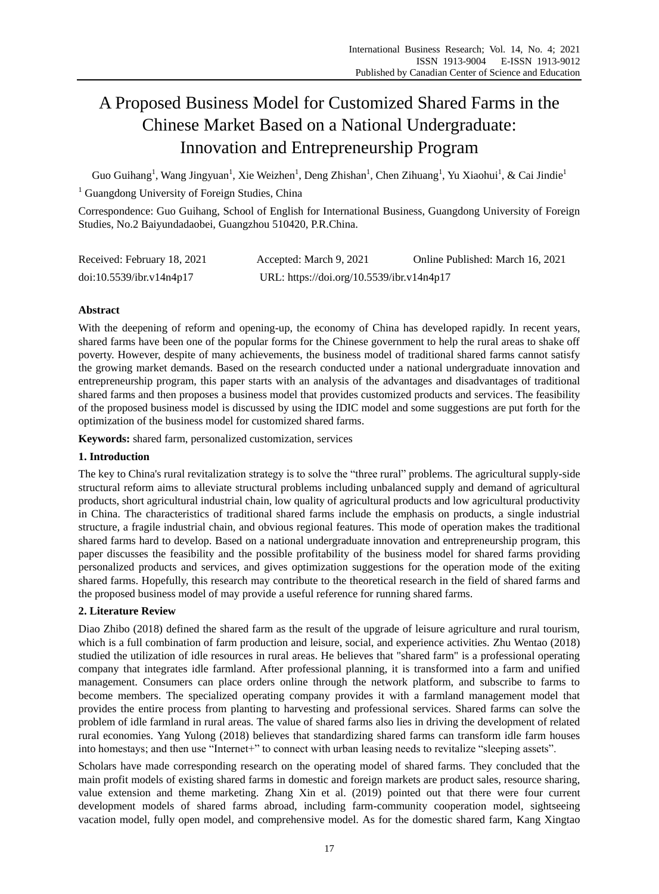# A Proposed Business Model for Customized Shared Farms in the Chinese Market Based on a National Undergraduate: Innovation and Entrepreneurship Program

Guo Guihang[1], Wang Jingyuan[1], Xie Weizhen[1], Deng Zhishan[1], Chen Zihuang[1], Yu Xiaohui[1], & Cai Jindie[1]

[1] Guangdong University of Foreign Studies, China

Correspondence: Guo Guihang, School of English for International Business, Guangdong University of Foreign Studies, No.2 Baiyundadaobei, Guangzhou 510420, P.R.China.

Received: February 18, 2021   Accepted: March 9, 2021   Online Published: March 16, 2021

doi:10.5539/ibr.v14n4p17   URL: https://doi.org/10.5539/ibr.v14n4p17

**Abstract**

With the deepening of reform and opening-up, the economy of China has developed rapidly. In recent years, shared farms have been one of the popular forms for the Chinese government to help the rural areas to shake off poverty. However, despite of many achievements, the business model of traditional shared farms cannot satisfy the growing market demands. Based on the research conducted under a national undergraduate innovation and entrepreneurship program, this paper starts with an analysis of the advantages and disadvantages of traditional shared farms and then proposes a business model that provides customized products and services. The feasibility of the proposed business model is discussed by using the IDIC model and some suggestions are put forth for the optimization of the business model for customized shared farms.

**Keywords:** shared farm, personalized customization, services

## 1. Introduction

The key to China's rural revitalization strategy is to solve the "three rural" problems. The agricultural supply-side structural reform aims to alleviate structural problems including unbalanced supply and demand of agricultural products, short agricultural industrial chain, low quality of agricultural products and low agricultural productivity in China. The characteristics of traditional shared farms include the emphasis on products, a single industrial structure, a fragile industrial chain, and obvious regional features. This mode of operation makes the traditional shared farms hard to develop. Based on a national undergraduate innovation and entrepreneurship program, this paper discusses the feasibility and the possible profitability of the business model for shared farms providing personalized products and services, and gives optimization suggestions for the operation mode of the exiting shared farms. Hopefully, this research may contribute to the theoretical research in the field of shared farms and the proposed business model of may provide a useful reference for running shared farms.

## 2. Literature Review

Diao Zhibo (2018) defined the shared farm as the result of the upgrade of leisure agriculture and rural tourism, which is a full combination of farm production and leisure, social, and experience activities. Zhu Wentao (2018) studied the utilization of idle resources in rural areas. He believes that "shared farm" is a professional operating company that integrates idle farmland. After professional planning, it is transformed into a farm and unified management. Consumers can place orders online through the network platform, and subscribe to farms to become members. The specialized operating company provides it with a farmland management model that provides the entire process from planting to harvesting and professional services. Shared farms can solve the problem of idle farmland in rural areas. The value of shared farms also lies in driving the development of related rural economies. Yang Yulong (2018) believes that standardizing shared farms can transform idle farm houses into homestays; and then use "Internet+" to connect with urban leasing needs to revitalize "sleeping assets".

Scholars have made corresponding research on the operating model of shared farms. They concluded that the main profit models of existing shared farms in domestic and foreign markets are product sales, resource sharing, value extension and theme marketing. Zhang Xin et al. (2019) pointed out that there were four current development models of shared farms abroad, including farm-community cooperation model, sightseeing vacation model, fully open model, and comprehensive model. As for the domestic shared farm, Kang Xingtao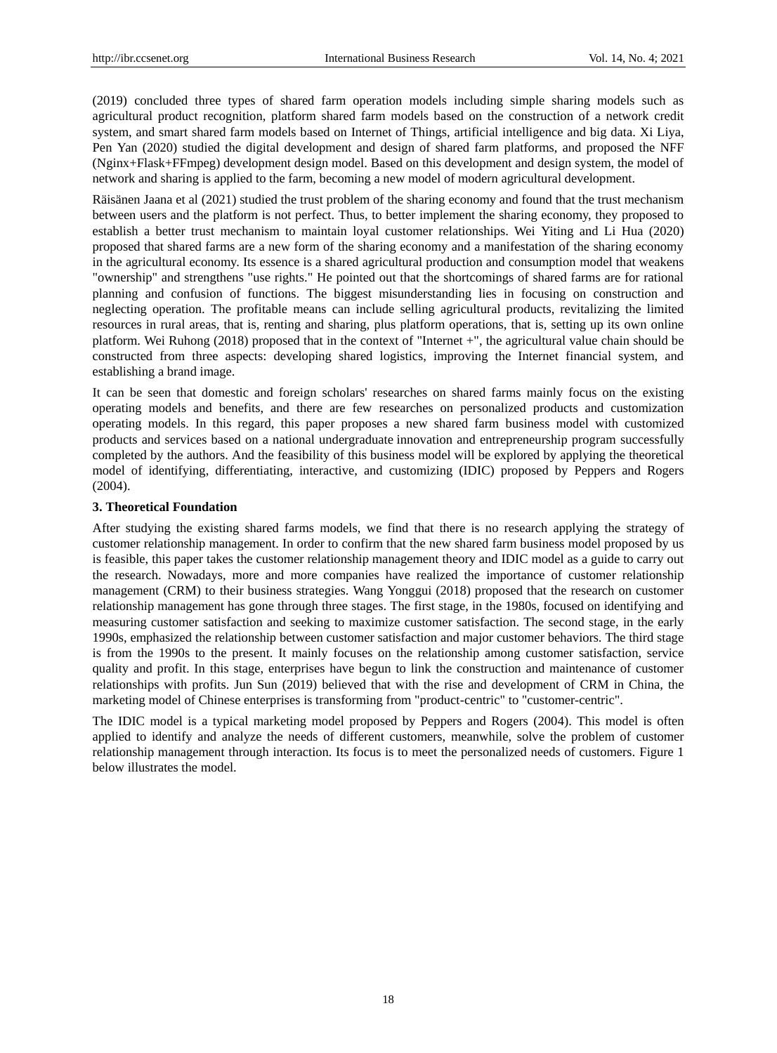(2019) concluded three types of shared farm operation models including simple sharing models such as agricultural product recognition, platform shared farm models based on the construction of a network credit system, and smart shared farm models based on Internet of Things, artificial intelligence and big data. Xi Liya, Pen Yan (2020) studied the digital development and design of shared farm platforms, and proposed the NFF (Nginx+Flask+FFmpeg) development design model. Based on this development and design system, the model of network and sharing is applied to the farm, becoming a new model of modern agricultural development.

Räisänen Jaana et al (2021) studied the trust problem of the sharing economy and found that the trust mechanism between users and the platform is not perfect. Thus, to better implement the sharing economy, they proposed to establish a better trust mechanism to maintain loyal customer relationships. Wei Yiting and Li Hua (2020) proposed that shared farms are a new form of the sharing economy and a manifestation of the sharing economy in the agricultural economy. Its essence is a shared agricultural production and consumption model that weakens "ownership" and strengthens "use rights." He pointed out that the shortcomings of shared farms are for rational planning and confusion of functions. The biggest misunderstanding lies in focusing on construction and neglecting operation. The profitable means can include selling agricultural products, revitalizing the limited resources in rural areas, that is, renting and sharing, plus platform operations, that is, setting up its own online platform. Wei Ruhong (2018) proposed that in the context of "Internet +", the agricultural value chain should be constructed from three aspects: developing shared logistics, improving the Internet financial system, and establishing a brand image.

It can be seen that domestic and foreign scholars' researches on shared farms mainly focus on the existing operating models and benefits, and there are few researches on personalized products and customization operating models. In this regard, this paper proposes a new shared farm business model with customized products and services based on a national undergraduate innovation and entrepreneurship program successfully completed by the authors. And the feasibility of this business model will be explored by applying the theoretical model of identifying, differentiating, interactive, and customizing (IDIC) proposed by Peppers and Rogers (2004).

## 3. Theoretical Foundation

After studying the existing shared farms models, we find that there is no research applying the strategy of customer relationship management. In order to confirm that the new shared farm business model proposed by us is feasible, this paper takes the customer relationship management theory and IDIC model as a guide to carry out the research. Nowadays, more and more companies have realized the importance of customer relationship management (CRM) to their business strategies. Wang Yonggui (2018) proposed that the research on customer relationship management has gone through three stages. The first stage, in the 1980s, focused on identifying and measuring customer satisfaction and seeking to maximize customer satisfaction. The second stage, in the early 1990s, emphasized the relationship between customer satisfaction and major customer behaviors. The third stage is from the 1990s to the present. It mainly focuses on the relationship among customer satisfaction, service quality and profit. In this stage, enterprises have begun to link the construction and maintenance of customer relationships with profits. Jun Sun (2019) believed that with the rise and development of CRM in China, the marketing model of Chinese enterprises is transforming from "product-centric" to "customer-centric".

The IDIC model is a typical marketing model proposed by Peppers and Rogers (2004). This model is often applied to identify and analyze the needs of different customers, meanwhile, solve the problem of customer relationship management through interaction. Its focus is to meet the personalized needs of customers. Figure 1 below illustrates the model.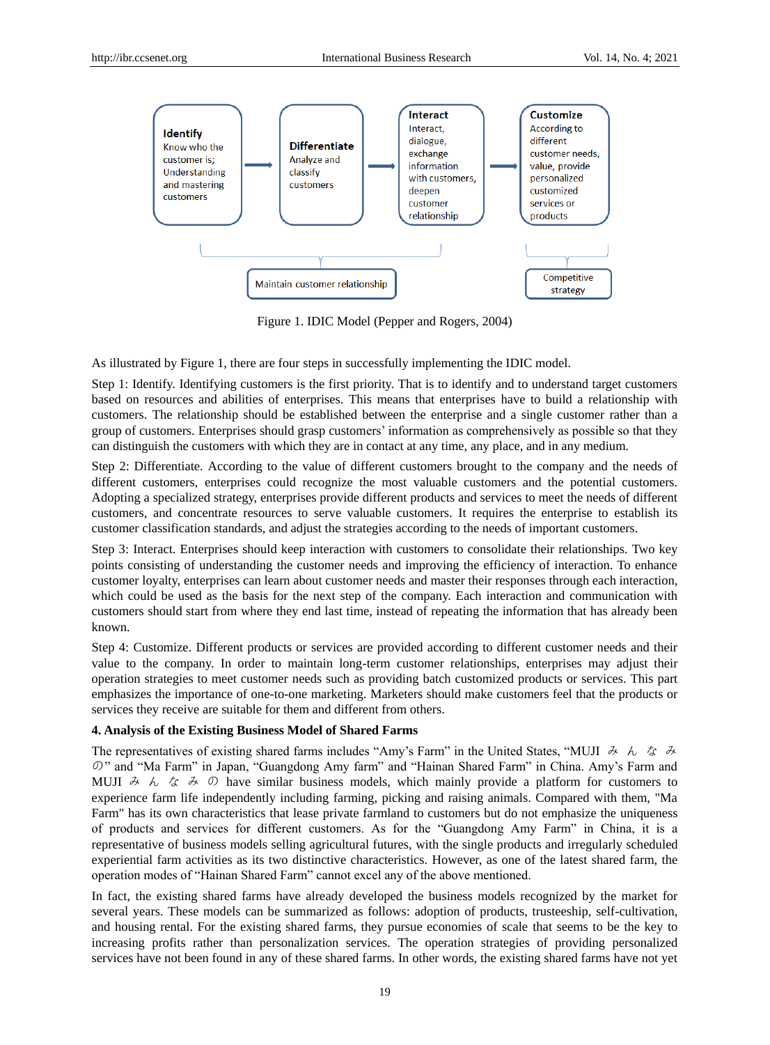Figure 1. IDIC Model (Pepper and Rogers, 2004)

As illustrated by Figure 1, there are four steps in successfully implementing the IDIC model.

Step 1: Identify. Identifying customers is the first priority. That is to identify and to understand target customers based on resources and abilities of enterprises. This means that enterprises have to build a relationship with customers. The relationship should be established between the enterprise and a single customer rather than a group of customers. Enterprises should grasp customers' information as comprehensively as possible so that they can distinguish the customers with which they are in contact at any time, any place, and in any medium.

Step 2: Differentiate. According to the value of different customers brought to the company and the needs of different customers, enterprises could recognize the most valuable customers and the potential customers. Adopting a specialized strategy, enterprises provide different products and services to meet the needs of different customers, and concentrate resources to serve valuable customers. It requires the enterprise to establish its customer classification standards, and adjust the strategies according to the needs of important customers.

Step 3: Interact. Enterprises should keep interaction with customers to consolidate their relationships. Two key points consisting of understanding the customer needs and improving the efficiency of interaction. To enhance customer loyalty, enterprises can learn about customer needs and master their responses through each interaction, which could be used as the basis for the next step of the company. Each interaction and communication with customers should start from where they end last time, instead of repeating the information that has already been known.

Step 4: Customize. Different products or services are provided according to different customer needs and their value to the company. In order to maintain long-term customer relationships, enterprises may adjust their operation strategies to meet customer needs such as providing batch customized products or services. This part emphasizes the importance of one-to-one marketing. Marketers should make customers feel that the products or services they receive are suitable for them and different from others.

## 4. Analysis of the Existing Business Model of Shared Farms

The representatives of existing shared farms includes "Amy's Farm" in the United States, "MUJI みんなみの" and "Ma Farm" in Japan, "Guangdong Amy farm" and "Hainan Shared Farm" in China. Amy's Farm and MUJI みんなみの have similar business models, which mainly provide a platform for customers to experience farm life independently including farming, picking and raising animals. Compared with them, "Ma Farm" has its own characteristics that lease private farmland to customers but do not emphasize the uniqueness of products and services for different customers. As for the "Guangdong Amy Farm" in China, it is a representative of business models selling agricultural futures, with the single products and irregularly scheduled experiential farm activities as its two distinctive characteristics. However, as one of the latest shared farm, the operation modes of "Hainan Shared Farm" cannot excel any of the above mentioned.

In fact, the existing shared farms have already developed the business models recognized by the market for several years. These models can be summarized as follows: adoption of products, trusteeship, self-cultivation, and housing rental. For the existing shared farms, they pursue economies of scale that seems to be the key to increasing profits rather than personalization services. The operation strategies of providing personalized services have not been found in any of these shared farms. In other words, the existing shared farms have not yet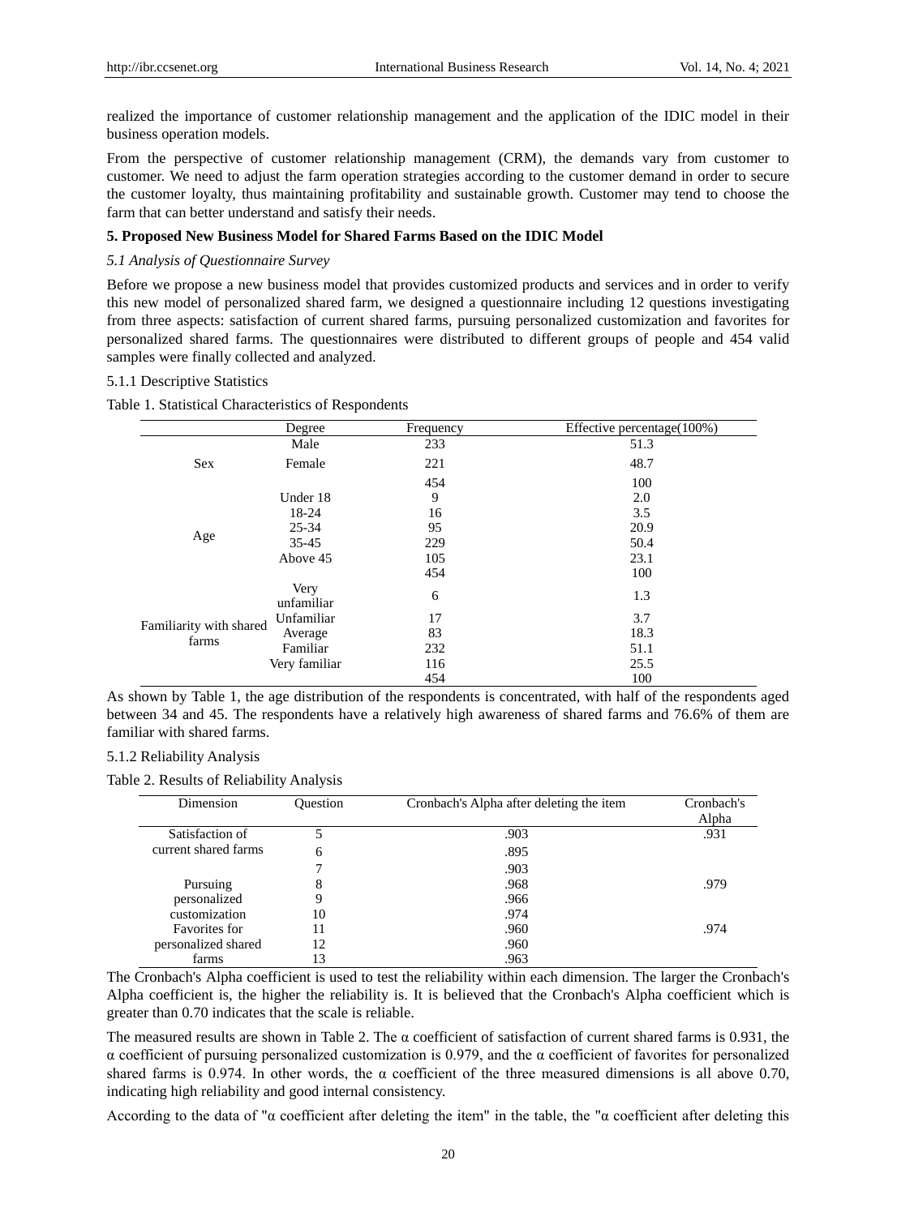realized the importance of customer relationship management and the application of the IDIC model in their business operation models.

From the perspective of customer relationship management (CRM), the demands vary from customer to customer. We need to adjust the farm operation strategies according to the customer demand in order to secure the customer loyalty, thus maintaining profitability and sustainable growth. Customer may tend to choose the farm that can better understand and satisfy their needs.

## 5. Proposed New Business Model for Shared Farms Based on the IDIC Model

### *5.1 Analysis of Questionnaire Survey*

Before we propose a new business model that provides customized products and services and in order to verify this new model of personalized shared farm, we designed a questionnaire including 12 questions investigating from three aspects: satisfaction of current shared farms, pursuing personalized customization and favorites for personalized shared farms. The questionnaires were distributed to different groups of people and 454 valid samples were finally collected and analyzed.

#### 5.1.1 Descriptive Statistics

Table 1. Statistical Characteristics of Respondents

| | Degree | Frequency | Effective percentage(100%) |
|---|---|---|---|
| Sex | Male | 233 | 51.3 |
| | Female | 221 | 48.7 |
| | | 454 | 100 |
| Age | Under 18 | 9 | 2.0 |
| | 18-24 | 16 | 3.5 |
| | 25-34 | 95 | 20.9 |
| | 35-45 | 229 | 50.4 |
| | Above 45 | 105 | 23.1 |
| | | 454 | 100 |
| Familiarity with shared farms | Very unfamiliar | 6 | 1.3 |
| | Unfamiliar | 17 | 3.7 |
| | Average | 83 | 18.3 |
| | Familiar | 232 | 51.1 |
| | Very familiar | 116 | 25.5 |
| | | 454 | 100 |

As shown by Table 1, the age distribution of the respondents is concentrated, with half of the respondents aged between 34 and 45. The respondents have a relatively high awareness of shared farms and 76.6% of them are familiar with shared farms.

#### 5.1.2 Reliability Analysis

Table 2. Results of Reliability Analysis

| Dimension | Question | Cronbach's Alpha after deleting the item | Cronbach's Alpha |
|---|---|---|---|
| Satisfaction of current shared farms | 5 | .903 | .931 |
| | 6 | .895 | |
| | 7 | .903 | |
| Pursuing personalized customization | 8 | .968 | .979 |
| | 9 | .966 | |
| | 10 | .974 | |
| Favorites for personalized shared farms | 11 | .960 | .974 |
| | 12 | .960 | |
| | 13 | .963 | |

The Cronbach's Alpha coefficient is used to test the reliability within each dimension. The larger the Cronbach's Alpha coefficient is, the higher the reliability is. It is believed that the Cronbach's Alpha coefficient which is greater than 0.70 indicates that the scale is reliable.

The measured results are shown in Table 2. The $\alpha$ coefficient of satisfaction of current shared farms is 0.931, the $\alpha$ coefficient of pursuing personalized customization is 0.979, and the $\alpha$ coefficient of favorites for personalized shared farms is 0.974. In other words, the $\alpha$ coefficient of the three measured dimensions is all above 0.70, indicating high reliability and good internal consistency.

According to the data of "$\alpha$ coefficient after deleting the item" in the table, the "$\alpha$ coefficient after deleting this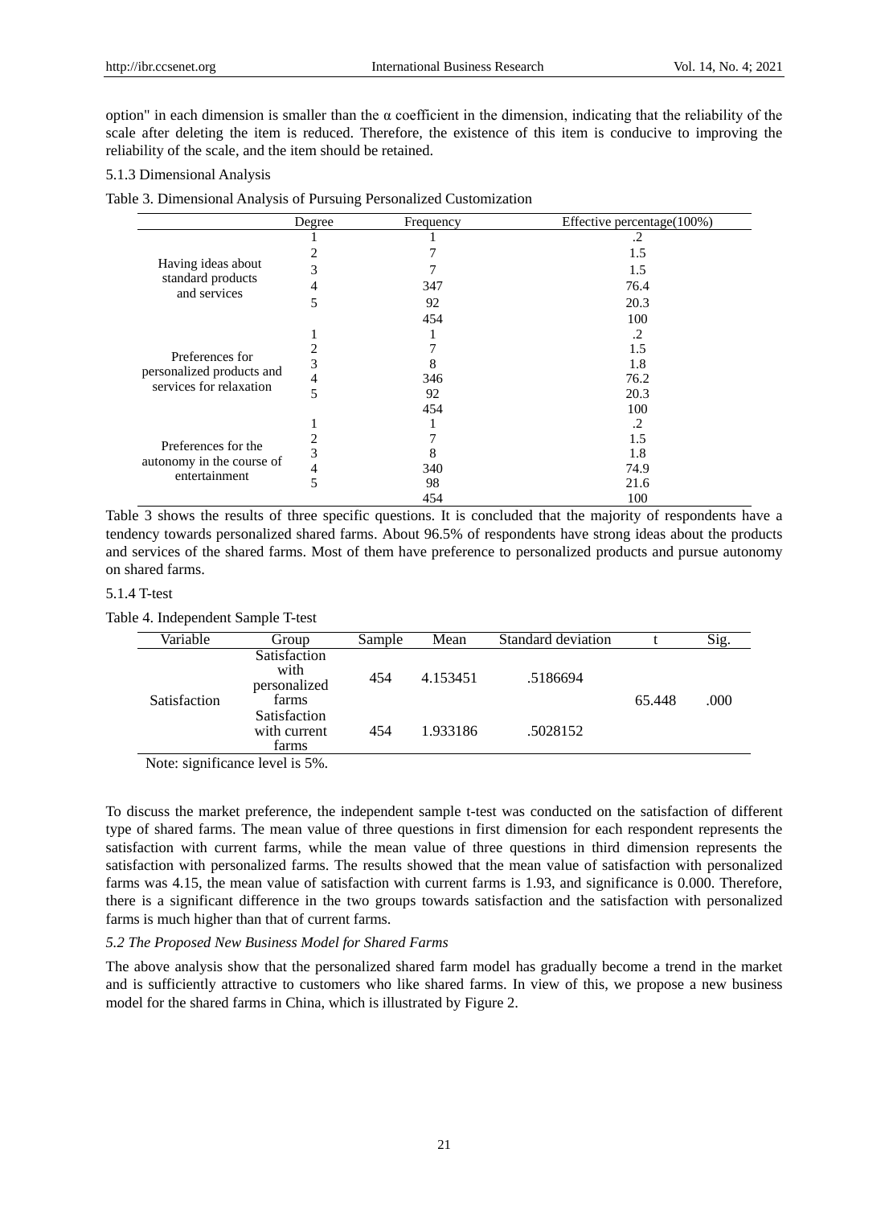option" in each dimension is smaller than the α coefficient in the dimension, indicating that the reliability of the scale after deleting the item is reduced. Therefore, the existence of this item is conducive to improving the reliability of the scale, and the item should be retained.

5.1.3 Dimensional Analysis

Table 3. Dimensional Analysis of Pursuing Personalized Customization

| | Degree | Frequency | Effective percentage(100%) |
|---|---|---|---|
| Having ideas about standard products and services | 1 | 1 | .2 |
| | 2 | 7 | 1.5 |
| | 3 | 7 | 1.5 |
| | 4 | 347 | 76.4 |
| | 5 | 92 | 20.3 |
| | | 454 | 100 |
| Preferences for personalized products and services for relaxation | 1 | 1 | .2 |
| | 2 | 7 | 1.5 |
| | 3 | 8 | 1.8 |
| | 4 | 346 | 76.2 |
| | 5 | 92 | 20.3 |
| | | 454 | 100 |
| Preferences for the autonomy in the course of entertainment | 1 | 1 | .2 |
| | 2 | 7 | 1.5 |
| | 3 | 8 | 1.8 |
| | 4 | 340 | 74.9 |
| | 5 | 98 | 21.6 |
| | | 454 | 100 |

Table 3 shows the results of three specific questions. It is concluded that the majority of respondents have a tendency towards personalized shared farms. About 96.5% of respondents have strong ideas about the products and services of the shared farms. Most of them have preference to personalized products and pursue autonomy on shared farms.

5.1.4 T-test

Table 4. Independent Sample T-test

| Variable | Group | Sample | Mean | Standard deviation | t | Sig. |
|---|---|---|---|---|---|---|
| Satisfaction | Satisfaction with personalized farms | 454 | 4.153451 | .5186694 | 65.448 | .000 |
| | Satisfaction with current farms | 454 | 1.933186 | .5028152 | | |

Note: significance level is 5%.

To discuss the market preference, the independent sample t-test was conducted on the satisfaction of different type of shared farms. The mean value of three questions in first dimension for each respondent represents the satisfaction with current farms, while the mean value of three questions in third dimension represents the satisfaction with personalized farms. The results showed that the mean value of satisfaction with personalized farms was 4.15, the mean value of satisfaction with current farms is 1.93, and significance is 0.000. Therefore, there is a significant difference in the two groups towards satisfaction and the satisfaction with personalized farms is much higher than that of current farms.

### *5.2 The Proposed New Business Model for Shared Farms*

The above analysis show that the personalized shared farm model has gradually become a trend in the market and is sufficiently attractive to customers who like shared farms. In view of this, we propose a new business model for the shared farms in China, which is illustrated by Figure 2.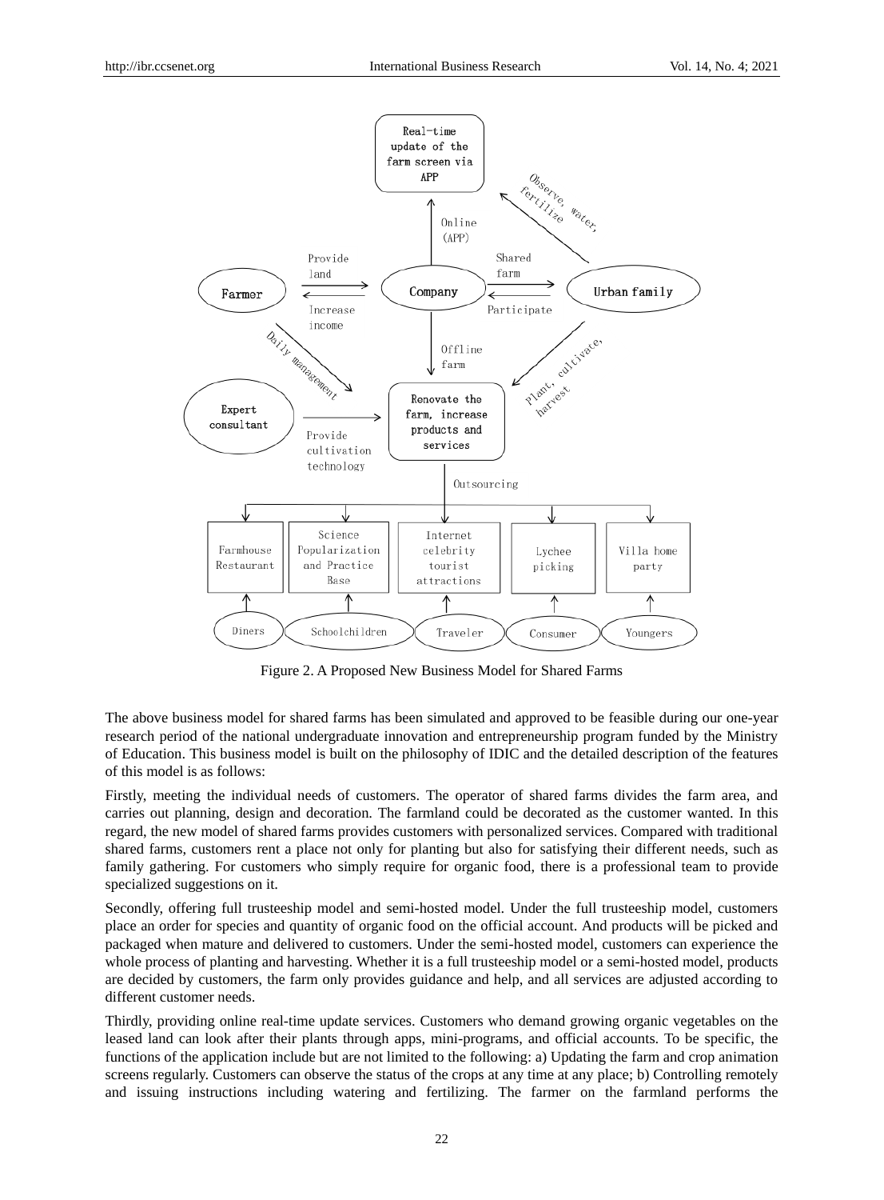Figure 2. A Proposed New Business Model for Shared Farms

The above business model for shared farms has been simulated and approved to be feasible during our one-year research period of the national undergraduate innovation and entrepreneurship program funded by the Ministry of Education. This business model is built on the philosophy of IDIC and the detailed description of the features of this model is as follows:

Firstly, meeting the individual needs of customers. The operator of shared farms divides the farm area, and carries out planning, design and decoration. The farmland could be decorated as the customer wanted. In this regard, the new model of shared farms provides customers with personalized services. Compared with traditional shared farms, customers rent a place not only for planting but also for satisfying their different needs, such as family gathering. For customers who simply require for organic food, there is a professional team to provide specialized suggestions on it.

Secondly, offering full trusteeship model and semi-hosted model. Under the full trusteeship model, customers place an order for species and quantity of organic food on the official account. And products will be picked and packaged when mature and delivered to customers. Under the semi-hosted model, customers can experience the whole process of planting and harvesting. Whether it is a full trusteeship model or a semi-hosted model, products are decided by customers, the farm only provides guidance and help, and all services are adjusted according to different customer needs.

Thirdly, providing online real-time update services. Customers who demand growing organic vegetables on the leased land can look after their plants through apps, mini-programs, and official accounts. To be specific, the functions of the application include but are not limited to the following: a) Updating the farm and crop animation screens regularly. Customers can observe the status of the crops at any time at any place; b) Controlling remotely and issuing instructions including watering and fertilizing. The farmer on the farmland performs the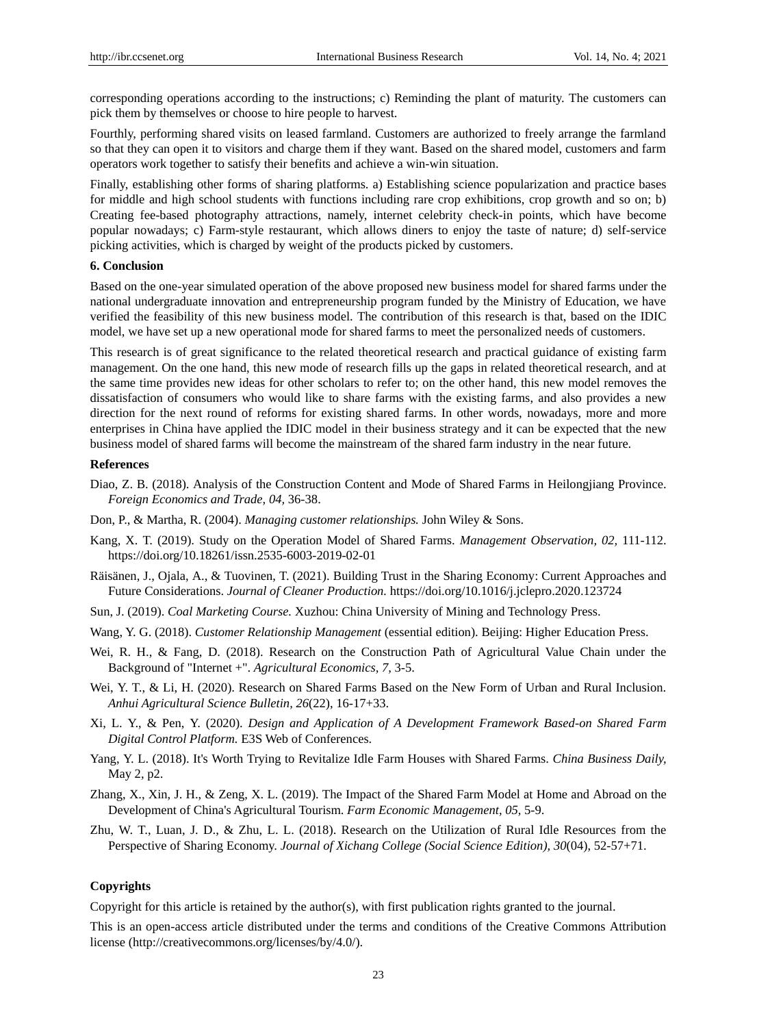corresponding operations according to the instructions; c) Reminding the plant of maturity. The customers can pick them by themselves or choose to hire people to harvest.

Fourthly, performing shared visits on leased farmland. Customers are authorized to freely arrange the farmland so that they can open it to visitors and charge them if they want. Based on the shared model, customers and farm operators work together to satisfy their benefits and achieve a win-win situation.

Finally, establishing other forms of sharing platforms. a) Establishing science popularization and practice bases for middle and high school students with functions including rare crop exhibitions, crop growth and so on; b) Creating fee-based photography attractions, namely, internet celebrity check-in points, which have become popular nowadays; c) Farm-style restaurant, which allows diners to enjoy the taste of nature; d) self-service picking activities, which is charged by weight of the products picked by customers.

## 6. Conclusion

Based on the one-year simulated operation of the above proposed new business model for shared farms under the national undergraduate innovation and entrepreneurship program funded by the Ministry of Education, we have verified the feasibility of this new business model. The contribution of this research is that, based on the IDIC model, we have set up a new operational mode for shared farms to meet the personalized needs of customers.

This research is of great significance to the related theoretical research and practical guidance of existing farm management. On the one hand, this new mode of research fills up the gaps in related theoretical research, and at the same time provides new ideas for other scholars to refer to; on the other hand, this new model removes the dissatisfaction of consumers who would like to share farms with the existing farms, and also provides a new direction for the next round of reforms for existing shared farms. In other words, nowadays, more and more enterprises in China have applied the IDIC model in their business strategy and it can be expected that the new business model of shared farms will become the mainstream of the shared farm industry in the near future.

## References

Diao, Z. B. (2018). Analysis of the Construction Content and Mode of Shared Farms in Heilongjiang Province. *Foreign Economics and Trade, 04,* 36-38.

Don, P., & Martha, R. (2004). *Managing customer relationships.* John Wiley & Sons.

Kang, X. T. (2019). Study on the Operation Model of Shared Farms. *Management Observation, 02,* 111-112. https://doi.org/10.18261/issn.2535-6003-2019-02-01

Räisänen, J., Ojala, A., & Tuovinen, T. (2021). Building Trust in the Sharing Economy: Current Approaches and Future Considerations. *Journal of Cleaner Production.* https://doi.org/10.1016/j.jclepro.2020.123724

Sun, J. (2019). *Coal Marketing Course.* Xuzhou: China University of Mining and Technology Press.

Wang, Y. G. (2018). *Customer Relationship Management* (essential edition). Beijing: Higher Education Press.

Wei, R. H., & Fang, D. (2018). Research on the Construction Path of Agricultural Value Chain under the Background of "Internet +". *Agricultural Economics, 7,* 3-5.

Wei, Y. T., & Li, H. (2020). Research on Shared Farms Based on the New Form of Urban and Rural Inclusion. *Anhui Agricultural Science Bulletin, 26*(22), 16-17+33.

Xi, L. Y., & Pen, Y. (2020). *Design and Application of A Development Framework Based-on Shared Farm Digital Control Platform.* E3S Web of Conferences.

Yang, Y. L. (2018). It's Worth Trying to Revitalize Idle Farm Houses with Shared Farms. *China Business Daily,* May 2, p2.

Zhang, X., Xin, J. H., & Zeng, X. L. (2019). The Impact of the Shared Farm Model at Home and Abroad on the Development of China's Agricultural Tourism. *Farm Economic Management, 05,* 5-9.

Zhu, W. T., Luan, J. D., & Zhu, L. L. (2018). Research on the Utilization of Rural Idle Resources from the Perspective of Sharing Economy. *Journal of Xichang College (Social Science Edition), 30*(04), 52-57+71.

## Copyrights

Copyright for this article is retained by the author(s), with first publication rights granted to the journal.

This is an open-access article distributed under the terms and conditions of the Creative Commons Attribution license (http://creativecommons.org/licenses/by/4.0/).